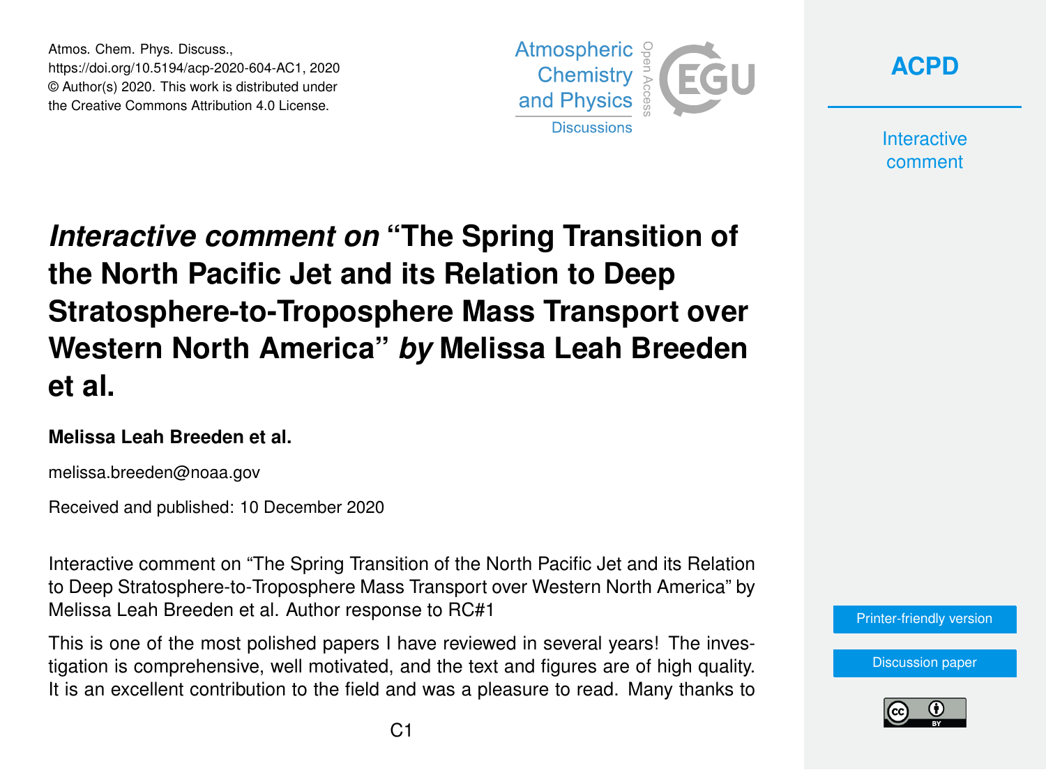Atmos. Chem. Phys. Discuss.,
https://doi.org/10.5194/acp-2020-604-AC1, 2020
© Author(s) 2020. This work is distributed under
the Creative Commons Attribution 4.0 License.

# *Interactive comment on* "The Spring Transition of the North Pacific Jet and its Relation to Deep Stratosphere-to-Troposphere Mass Transport over Western North America" *by* Melissa Leah Breeden et al.

**Melissa Leah Breeden et al.**

melissa.breeden@noaa.gov

Received and published: 10 December 2020

Interactive comment on "The Spring Transition of the North Pacific Jet and its Relation to Deep Stratosphere-to-Troposphere Mass Transport over Western North America" by Melissa Leah Breeden et al. Author response to RC#1

This is one of the most polished papers I have reviewed in several years! The investigation is comprehensive, well motivated, and the text and figures are of high quality. It is an excellent contribution to the field and was a pleasure to read. Many thanks to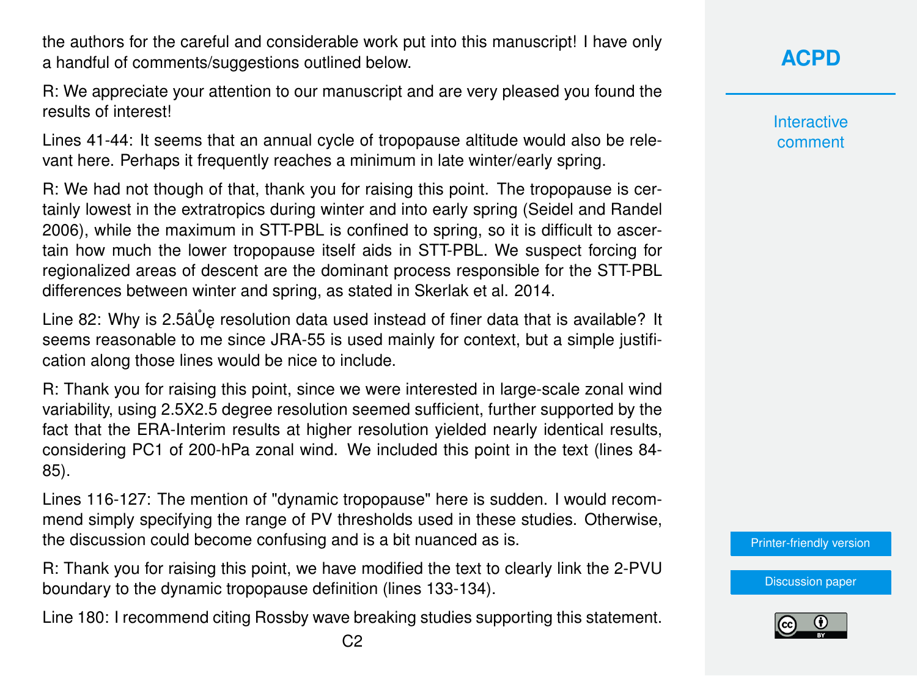the authors for the careful and considerable work put into this manuscript! I have only a handful of comments/suggestions outlined below.

R: We appreciate your attention to our manuscript and are very pleased you found the results of interest!

Lines 41-44: It seems that an annual cycle of tropopause altitude would also be relevant here. Perhaps it frequently reaches a minimum in late winter/early spring.

R: We had not though of that, thank you for raising this point. The tropopause is certainly lowest in the extratropics during winter and into early spring (Seidel and Randel 2006), while the maximum in STT-PBL is confined to spring, so it is difficult to ascertain how much the lower tropopause itself aids in STT-PBL. We suspect forcing for regionalized areas of descent are the dominant process responsible for the STT-PBL differences between winter and spring, as stated in Skerlak et al. 2014.

Line 82: Why is 2.5âŮę resolution data used instead of finer data that is available? It seems reasonable to me since JRA-55 is used mainly for context, but a simple justification along those lines would be nice to include.

R: Thank you for raising this point, since we were interested in large-scale zonal wind variability, using 2.5X2.5 degree resolution seemed sufficient, further supported by the fact that the ERA-Interim results at higher resolution yielded nearly identical results, considering PC1 of 200-hPa zonal wind. We included this point in the text (lines 84-85).

Lines 116-127: The mention of "dynamic tropopause" here is sudden. I would recommend simply specifying the range of PV thresholds used in these studies. Otherwise, the discussion could become confusing and is a bit nuanced as is.

R: Thank you for raising this point, we have modified the text to clearly link the 2-PVU boundary to the dynamic tropopause definition (lines 133-134).

Line 180: I recommend citing Rossby wave breaking studies supporting this statement.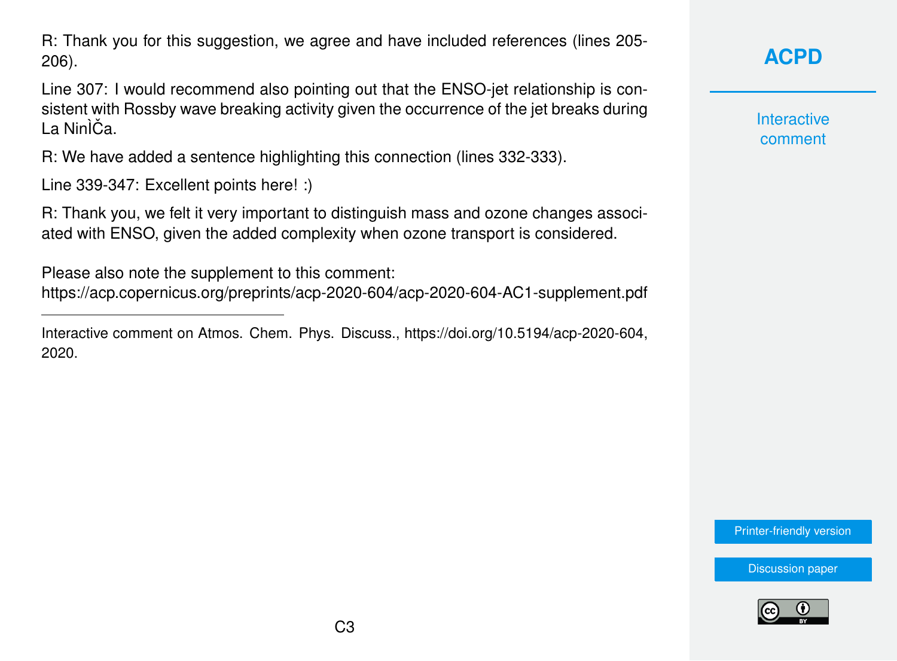R: Thank you for this suggestion, we agree and have included references (lines 205-206).

Line 307: I would recommend also pointing out that the ENSO-jet relationship is consistent with Rossby wave breaking activity given the occurrence of the jet breaks during La NinÌČa.

R: We have added a sentence highlighting this connection (lines 332-333).

Line 339-347: Excellent points here! :)

R: Thank you, we felt it very important to distinguish mass and ozone changes associated with ENSO, given the added complexity when ozone transport is considered.

Please also note the supplement to this comment:
https://acp.copernicus.org/preprints/acp-2020-604/acp-2020-604-AC1-supplement.pdf

---

Interactive comment on Atmos. Chem. Phys. Discuss., https://doi.org/10.5194/acp-2020-604, 2020.